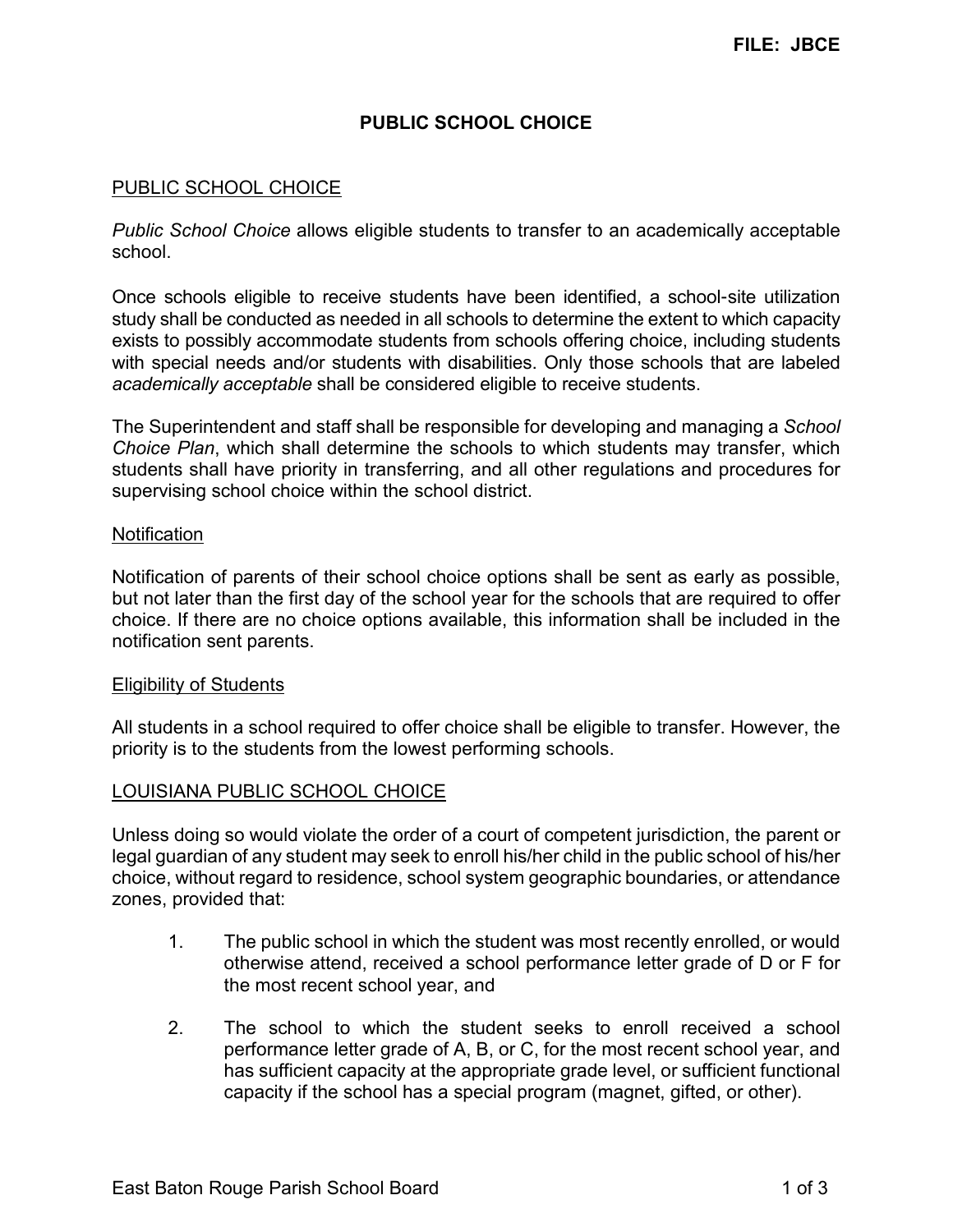FILE: JBCE

# PUBLIC SCHOOL CHOICE

## PUBLIC SCHOOL CHOICE

*Public School Choice* allows eligible students to transfer to an academically acceptable school.

Once schools eligible to receive students have been identified, a school-site utilization study shall be conducted as needed in all schools to determine the extent to which capacity exists to possibly accommodate students from schools offering choice, including students with special needs and/or students with disabilities. Only those schools that are labeled *academically acceptable* shall be considered eligible to receive students.

The Superintendent and staff shall be responsible for developing and managing a *School Choice Plan*, which shall determine the schools to which students may transfer, which students shall have priority in transferring, and all other regulations and procedures for supervising school choice within the school district.

### Notification

Notification of parents of their school choice options shall be sent as early as possible, but not later than the first day of the school year for the schools that are required to offer choice. If there are no choice options available, this information shall be included in the notification sent parents.

### Eligibility of Students

All students in a school required to offer choice shall be eligible to transfer. However, the priority is to the students from the lowest performing schools.

## LOUISIANA PUBLIC SCHOOL CHOICE

Unless doing so would violate the order of a court of competent jurisdiction, the parent or legal guardian of any student may seek to enroll his/her child in the public school of his/her choice, without regard to residence, school system geographic boundaries, or attendance zones, provided that:

1. The public school in which the student was most recently enrolled, or would otherwise attend, received a school performance letter grade of D or F for the most recent school year, and

2. The school to which the student seeks to enroll received a school performance letter grade of A, B, or C, for the most recent school year, and has sufficient capacity at the appropriate grade level, or sufficient functional capacity if the school has a special program (magnet, gifted, or other).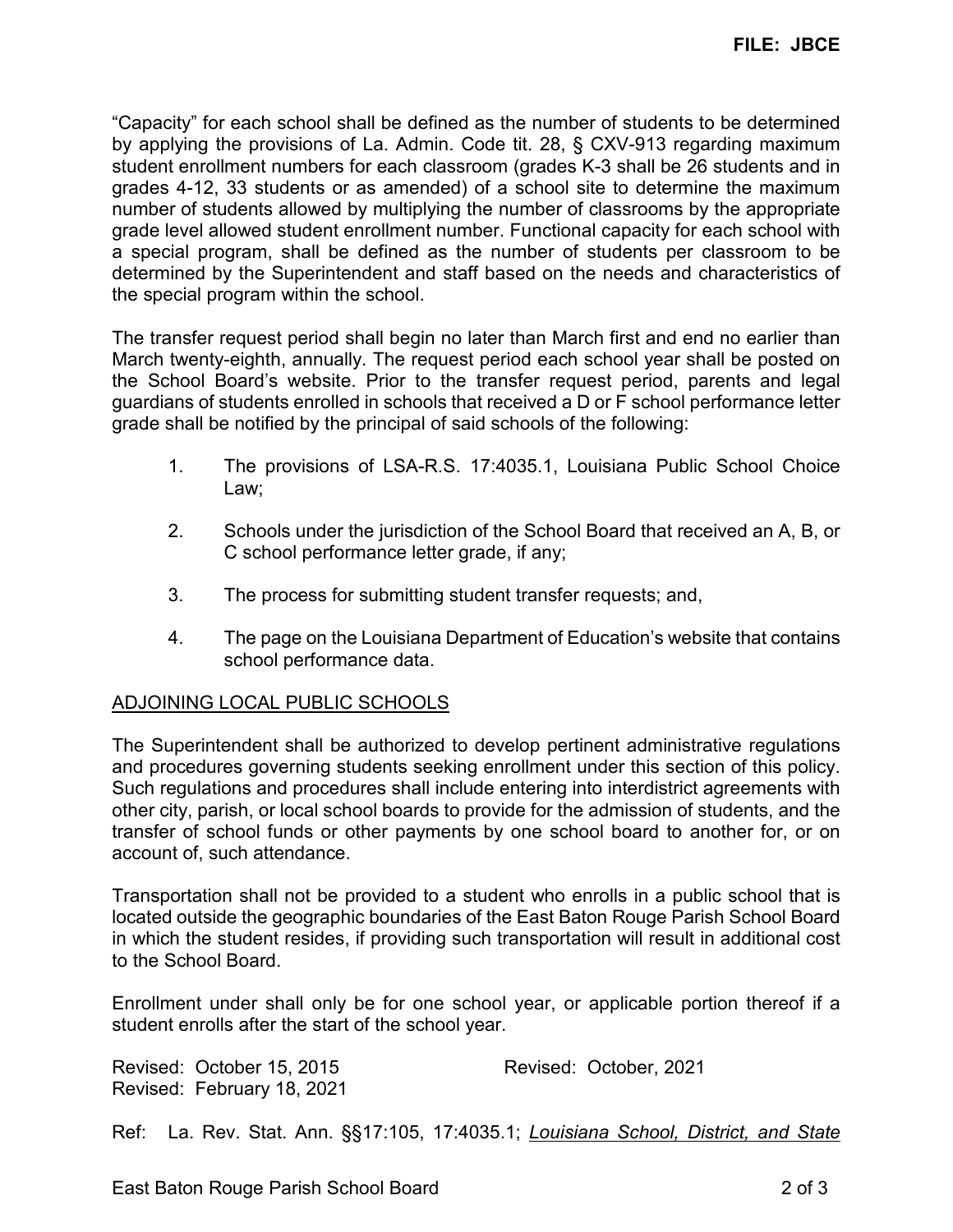"Capacity" for each school shall be defined as the number of students to be determined by applying the provisions of La. Admin. Code tit. 28, § CXV-913 regarding maximum student enrollment numbers for each classroom (grades K-3 shall be 26 students and in grades 4-12, 33 students or as amended) of a school site to determine the maximum number of students allowed by multiplying the number of classrooms by the appropriate grade level allowed student enrollment number. Functional capacity for each school with a special program, shall be defined as the number of students per classroom to be determined by the Superintendent and staff based on the needs and characteristics of the special program within the school.

The transfer request period shall begin no later than March first and end no earlier than March twenty-eighth, annually. The request period each school year shall be posted on the School Board's website. Prior to the transfer request period, parents and legal guardians of students enrolled in schools that received a D or F school performance letter grade shall be notified by the principal of said schools of the following:

1. The provisions of LSA-R.S. 17:4035.1, Louisiana Public School Choice Law;
2. Schools under the jurisdiction of the School Board that received an A, B, or C school performance letter grade, if any;
3. The process for submitting student transfer requests; and,
4. The page on the Louisiana Department of Education's website that contains school performance data.

<u>ADJOINING LOCAL PUBLIC SCHOOLS</u>

The Superintendent shall be authorized to develop pertinent administrative regulations and procedures governing students seeking enrollment under this section of this policy. Such regulations and procedures shall include entering into interdistrict agreements with other city, parish, or local school boards to provide for the admission of students, and the transfer of school funds or other payments by one school board to another for, or on account of, such attendance.

Transportation shall not be provided to a student who enrolls in a public school that is located outside the geographic boundaries of the East Baton Rouge Parish School Board in which the student resides, if providing such transportation will result in additional cost to the School Board.

Enrollment under shall only be for one school year, or applicable portion thereof if a student enrolls after the start of the school year.

Revised: October 15, 2015
Revised: February 18, 2021
Revised: October, 2021

Ref: La. Rev. Stat. Ann. §§17:105, 17:4035.1; *<u>Louisiana School, District, and State</u>*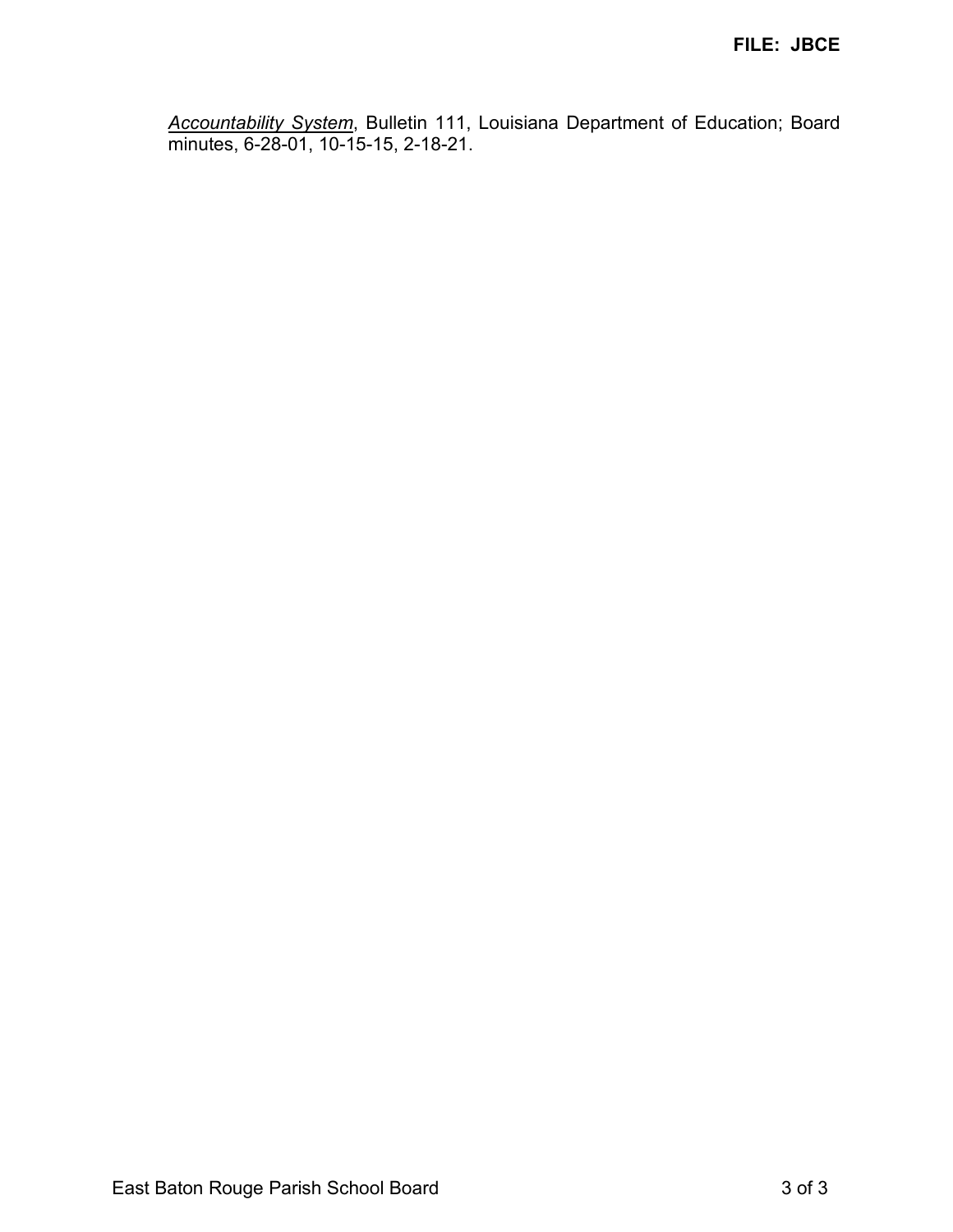*Accountability System*, Bulletin 111, Louisiana Department of Education; Board minutes, 6-28-01, 10-15-15, 2-18-21.